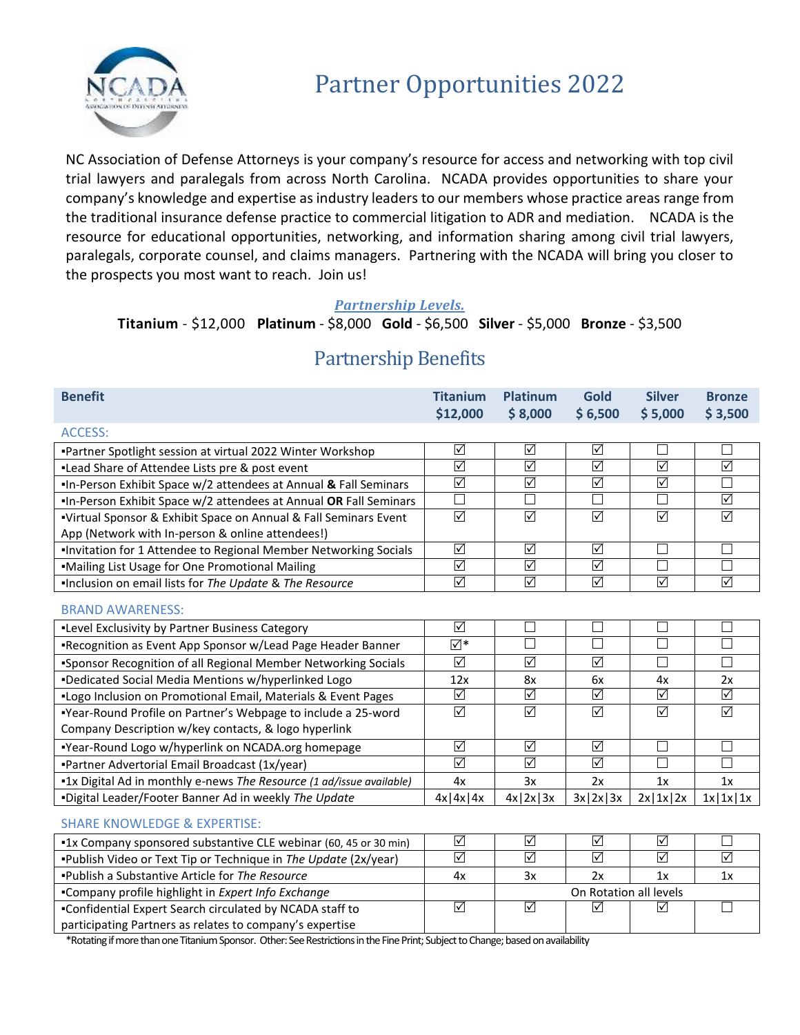# Partner Opportunities 2022

NC Association of Defense Attorneys is your company's resource for access and networking with top civil trial lawyers and paralegals from across North Carolina. NCADA provides opportunities to share your company's knowledge and expertise as industry leaders to our members whose practice areas range from the traditional insurance defense practice to commercial litigation to ADR and mediation. NCADA is the resource for educational opportunities, networking, and information sharing among civil trial lawyers, paralegals, corporate counsel, and claims managers. Partnering with the NCADA will bring you closer to the prospects you most want to reach. Join us!

***Partnership Levels.***

**Titanium** - $12,000 **Platinum** - $8,000 **Gold** - $6,500 **Silver** - $5,000 **Bronze** - $3,500

## Partnership Benefits

| Benefit | Titanium $12,000 | Platinum $ 8,000 | Gold $ 6,500 | Silver $ 5,000 | Bronze $ 3,500 |
|---|---|---|---|---|---|
| **ACCESS:** | | | | | |
| ▪Partner Spotlight session at virtual 2022 Winter Workshop | ☑ | ☑ | ☑ | ☐ | ☐ |
| ▪Lead Share of Attendee Lists pre & post event | ☑ | ☑ | ☑ | ☑ | ☑ |
| ▪In-Person Exhibit Space w/2 attendees at Annual **&** Fall Seminars | ☑ | ☑ | ☑ | ☑ | ☐ |
| ▪In-Person Exhibit Space w/2 attendees at Annual **OR** Fall Seminars | ☐ | ☐ | ☐ | ☐ | ☑ |
| ▪Virtual Sponsor & Exhibit Space on Annual & Fall Seminars Event App (Network with In-person & online attendees!) | ☑ | ☑ | ☑ | ☑ | ☑ |
| ▪Invitation for 1 Attendee to Regional Member Networking Socials | ☑ | ☑ | ☑ | ☐ | ☐ |
| ▪Mailing List Usage for One Promotional Mailing | ☑ | ☑ | ☑ | ☐ | ☐ |
| ▪Inclusion on email lists for *The Update* & *The Resource* | ☑ | ☑ | ☑ | ☑ | ☑ |
| **BRAND AWARENESS:** | | | | | |
| ▪Level Exclusivity by Partner Business Category | ☑ | ☐ | ☐ | ☐ | ☐ |
| ▪Recognition as Event App Sponsor w/Lead Page Header Banner | ☑* | ☐ | ☐ | ☐ | ☐ |
| ▪Sponsor Recognition of all Regional Member Networking Socials | ☑ | ☑ | ☑ | ☐ | ☐ |
| ▪Dedicated Social Media Mentions w/hyperlinked Logo | 12x | 8x | 6x | 4x | 2x |
| ▪Logo Inclusion on Promotional Email, Materials & Event Pages | ☑ | ☑ | ☑ | ☑ | ☑ |
| ▪Year-Round Profile on Partner's Webpage to include a 25-word Company Description w/key contacts, & logo hyperlink | ☑ | ☑ | ☑ | ☑ | ☑ |
| ▪Year-Round Logo w/hyperlink on NCADA.org homepage | ☑ | ☑ | ☑ | ☐ | ☐ |
| ▪Partner Advertorial Email Broadcast (1x/year) | ☑ | ☑ | ☑ | ☐ | ☐ |
| ▪1x Digital Ad in monthly e-news *The Resource (1 ad/issue available)* | 4x | 3x | 2x | 1x | 1x |
| ▪Digital Leader/Footer Banner Ad in weekly *The Update* | 4x\|4x\|4x | 4x\|2x\|3x | 3x\|2x\|3x | 2x\|1x\|2x | 1x\|1x\|1x |
| **SHARE KNOWLEDGE & EXPERTISE:** | | | | | |
| ▪1x Company sponsored substantive CLE webinar (60, 45 or 30 min) | ☑ | ☑ | ☑ | ☑ | ☐ |
| ▪Publish Video or Text Tip or Technique in *The Update* (2x/year) | ☑ | ☑ | ☑ | ☑ | ☑ |
| ▪Publish a Substantive Article for *The Resource* | 4x | 3x | 2x | 1x | 1x |
| ▪Company profile highlight in *Expert Info Exchange* | | On Rotation all levels | | | |
| ▪Confidential Expert Search circulated by NCADA staff to participating Partners as relates to company's expertise | ☑ | ☑ | ☑ | ☑ | ☐ |

*Rotating if more than one Titanium Sponsor. Other: See Restrictions in the Fine Print; Subject to Change; based on availability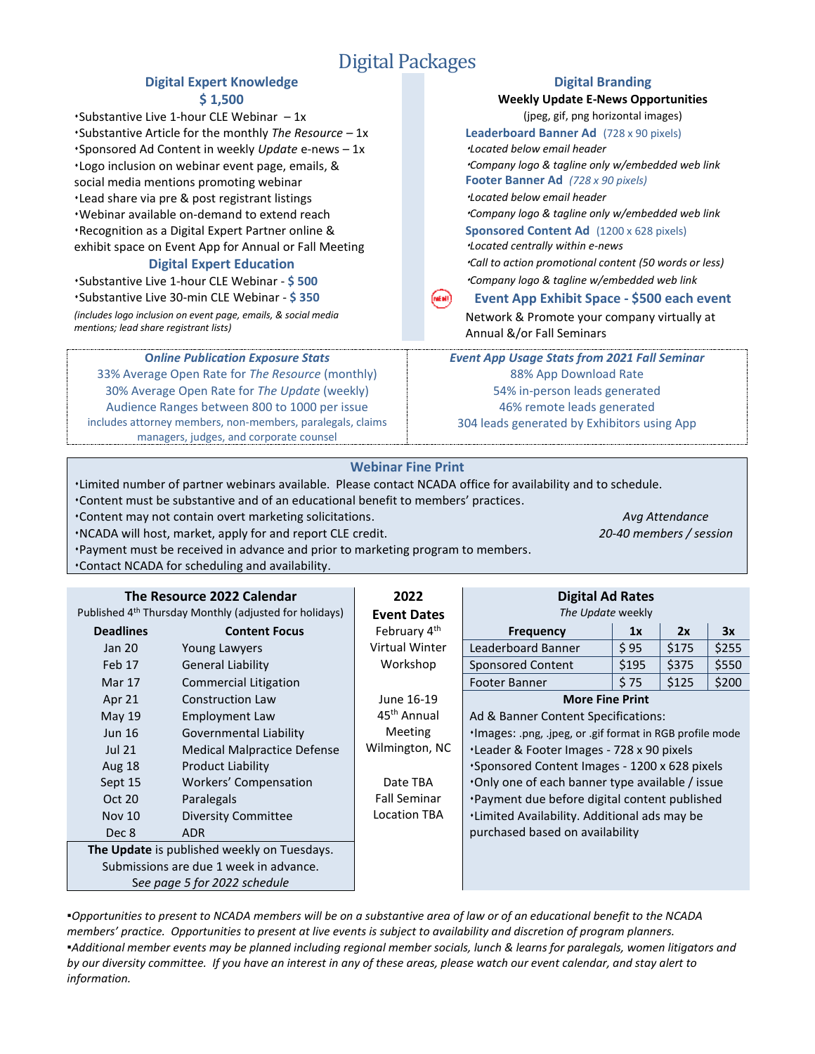# Digital Packages

## Digital Expert Knowledge

**$ 1,500**

- Substantive Live 1-hour CLE Webinar – 1x
- Substantive Article for the monthly *The Resource* – 1x
- Sponsored Ad Content in weekly *Update* e-news – 1x
- Logo inclusion on webinar event page, emails, & social media mentions promoting webinar
- Lead share via pre & post registrant listings
- Webinar available on-demand to extend reach
- Recognition as a Digital Expert Partner online & exhibit space on Event App for Annual or Fall Meeting

## Digital Expert Education

- Substantive Live 1-hour CLE Webinar - **$ 500**
- Substantive Live 30-min CLE Webinar - **$ 350**

*(includes logo inclusion on event page, emails, & social media mentions; lead share registrant lists)*

## Digital Branding

**Weekly Update E-News Opportunities**

(jpeg, gif, png horizontal images)

**Leaderboard Banner Ad** (728 x 90 pixels)
- *Located below email header*
- *Company logo & tagline only w/embedded web link*

**Footer Banner Ad** *(728 x 90 pixels)*
- *Located below email header*
- *Company logo & tagline only w/embedded web link*

**Sponsored Content Ad** (1200 x 628 pixels)
- *Located centrally within e-news*
- *Call to action promotional content (50 words or less)*
- *Company logo & tagline w/embedded web link*

**NEW! Event App Exhibit Space - $500 each event**

Network & Promote your company virtually at Annual &/or Fall Seminars

### *Online Publication Exposure Stats*

33% Average Open Rate for *The Resource* (monthly)
30% Average Open Rate for *The Update* (weekly)
Audience Ranges between 800 to 1000 per issue
includes attorney members, non-members, paralegals, claims managers, judges, and corporate counsel

### *Event App Usage Stats from 2021 Fall Seminar*

88% App Download Rate
54% in-person leads generated
46% remote leads generated
304 leads generated by Exhibitors using App

## Webinar Fine Print

- Limited number of partner webinars available. Please contact NCADA office for availability and to schedule.
- Content must be substantive and of an educational benefit to members' practices.
- Content may not contain overt marketing solicitations.
- NCADA will host, market, apply for and report CLE credit.
- Payment must be received in advance and prior to marketing program to members.
- Contact NCADA for scheduling and availability.

*Avg Attendance*
*20-40 members / session*

## The Resource 2022 Calendar

Published 4th Thursday Monthly (adjusted for holidays)

| Deadlines | Content Focus |
|---|---|
| Jan 20 | Young Lawyers |
| Feb 17 | General Liability |
| Mar 17 | Commercial Litigation |
| Apr 21 | Construction Law |
| May 19 | Employment Law |
| Jun 16 | Governmental Liability |
| Jul 21 | Medical Malpractice Defense |
| Aug 18 | Product Liability |
| Sept 15 | Workers' Compensation |
| Oct 20 | Paralegals |
| Nov 10 | Diversity Committee |
| Dec 8 | ADR |

**The Update** is published weekly on Tuesdays.
Submissions are due 1 week in advance.
*See page 5 for 2022 schedule*

## 2022 Event Dates

February 4th
Virtual Winter Workshop

June 16-19
45th Annual Meeting
Wilmington, NC

Date TBA
Fall Seminar
Location TBA

## Digital Ad Rates

*The Update* weekly

| Frequency | 1x | 2x | 3x |
|---|---|---|---|
| Leaderboard Banner | $ 95 | $175 | $255 |
| Sponsored Content | $195 | $375 | $550 |
| Footer Banner | $ 75 | $125 | $200 |

### More Fine Print

Ad & Banner Content Specifications:
- Images: .png, .jpeg, or .gif format in RGB profile mode
- Leader & Footer Images - 728 x 90 pixels
- Sponsored Content Images - 1200 x 628 pixels
- Only one of each banner type available / issue
- Payment due before digital content published
- Limited Availability. Additional ads may be purchased based on availability

- *Opportunities to present to NCADA members will be on a substantive area of law or of an educational benefit to the NCADA members' practice. Opportunities to present at live events is subject to availability and discretion of program planners.*
- *Additional member events may be planned including regional member socials, lunch & learns for paralegals, women litigators and by our diversity committee. If you have an interest in any of these areas, please watch our event calendar, and stay alert to information.*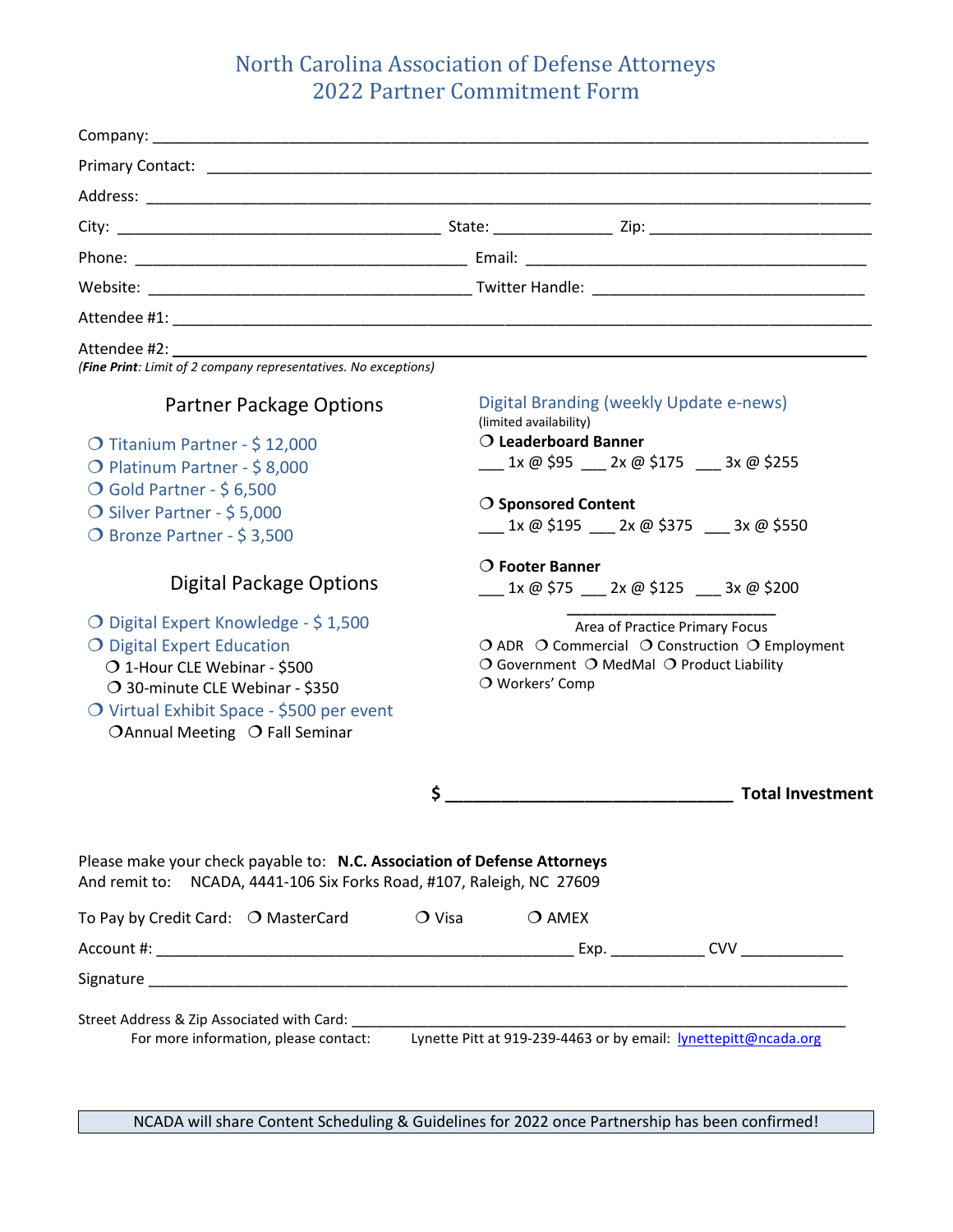# North Carolina Association of Defense Attorneys
# 2022 Partner Commitment Form

Company: ____________________________________________

Primary Contact: ____________________________________________

Address: ____________________________________________

City: ______________________ State: ____________ Zip: ______________________

Phone: ______________________ Email: ______________________

Website: ______________________ Twitter Handle: ______________________

Attendee #1: ____________________________________________

Attendee #2: ____________________________________________

*(**Fine Print**: Limit of 2 company representatives. No exceptions)*

## Partner Package Options

- ❍ Titanium Partner - $ 12,000
- ❍ Platinum Partner - $ 8,000
- ❍ Gold Partner - $ 6,500
- ❍ Silver Partner - $ 5,000
- ❍ Bronze Partner - $ 3,500

## Digital Package Options

- ❍ Digital Expert Knowledge - $ 1,500
- ❍ Digital Expert Education
  - ❍ 1-Hour CLE Webinar - $500
  - ❍ 30-minute CLE Webinar - $350
- ❍ Virtual Exhibit Space - $500 per event
  - ❍ Annual Meeting ❍ Fall Seminar

## Digital Branding (weekly Update e-news)

(limited availability)

❍ **Leaderboard Banner**
___ 1x @ $95 ___ 2x @ $175 ___ 3x @ $255

❍ **Sponsored Content**
___ 1x @ $195 ___ 2x @ $375 ___ 3x @ $550

❍ **Footer Banner**
___ 1x @ $75 ___ 2x @ $125 ___ 3x @ $200

______________________
Area of Practice Primary Focus

❍ ADR ❍ Commercial ❍ Construction ❍ Employment
❍ Government ❍ MedMal ❍ Product Liability
❍ Workers' Comp

**$ ______________________ Total Investment**

Please make your check payable to: **N.C. Association of Defense Attorneys**
And remit to: NCADA, 4441-106 Six Forks Road, #107, Raleigh, NC 27609

To Pay by Credit Card: ❍ MasterCard ❍ Visa ❍ AMEX

Account #: ______________________ Exp. __________ CVV __________

Signature ____________________________________________

Street Address & Zip Associated with Card: ______________________

For more information, please contact: Lynette Pitt at 919-239-4463 or by email: lynettepitt@ncada.org

NCADA will share Content Scheduling & Guidelines for 2022 once Partnership has been confirmed!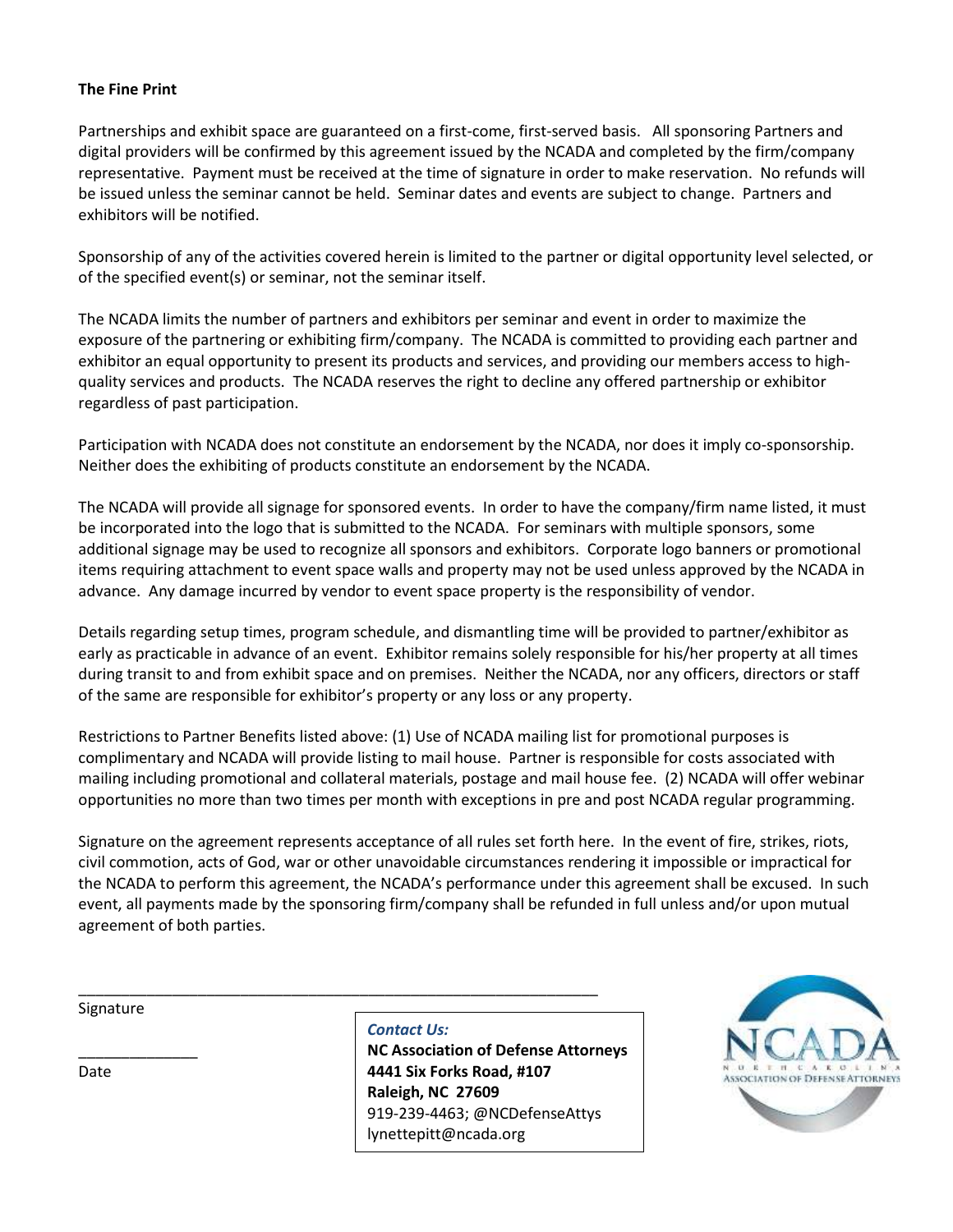**The Fine Print**

Partnerships and exhibit space are guaranteed on a first-come, first-served basis. All sponsoring Partners and digital providers will be confirmed by this agreement issued by the NCADA and completed by the firm/company representative. Payment must be received at the time of signature in order to make reservation. No refunds will be issued unless the seminar cannot be held. Seminar dates and events are subject to change. Partners and exhibitors will be notified.

Sponsorship of any of the activities covered herein is limited to the partner or digital opportunity level selected, or of the specified event(s) or seminar, not the seminar itself.

The NCADA limits the number of partners and exhibitors per seminar and event in order to maximize the exposure of the partnering or exhibiting firm/company. The NCADA is committed to providing each partner and exhibitor an equal opportunity to present its products and services, and providing our members access to high-quality services and products. The NCADA reserves the right to decline any offered partnership or exhibitor regardless of past participation.

Participation with NCADA does not constitute an endorsement by the NCADA, nor does it imply co-sponsorship. Neither does the exhibiting of products constitute an endorsement by the NCADA.

The NCADA will provide all signage for sponsored events. In order to have the company/firm name listed, it must be incorporated into the logo that is submitted to the NCADA. For seminars with multiple sponsors, some additional signage may be used to recognize all sponsors and exhibitors. Corporate logo banners or promotional items requiring attachment to event space walls and property may not be used unless approved by the NCADA in advance. Any damage incurred by vendor to event space property is the responsibility of vendor.

Details regarding setup times, program schedule, and dismantling time will be provided to partner/exhibitor as early as practicable in advance of an event. Exhibitor remains solely responsible for his/her property at all times during transit to and from exhibit space and on premises. Neither the NCADA, nor any officers, directors or staff of the same are responsible for exhibitor's property or any loss or any property.

Restrictions to Partner Benefits listed above: (1) Use of NCADA mailing list for promotional purposes is complimentary and NCADA will provide listing to mail house. Partner is responsible for costs associated with mailing including promotional and collateral materials, postage and mail house fee. (2) NCADA will offer webinar opportunities no more than two times per month with exceptions in pre and post NCADA regular programming.

Signature on the agreement represents acceptance of all rules set forth here. In the event of fire, strikes, riots, civil commotion, acts of God, war or other unavoidable circumstances rendering it impossible or impractical for the NCADA to perform this agreement, the NCADA's performance under this agreement shall be excused. In such event, all payments made by the sponsoring firm/company shall be refunded in full unless and/or upon mutual agreement of both parties.

_______________________________________________________________

Signature

_______________

Date

*Contact Us:*
**NC Association of Defense Attorneys**
**4441 Six Forks Road, #107**
**Raleigh, NC 27609**
919-239-4463; @NCDefenseAttys
lynettepitt@ncada.org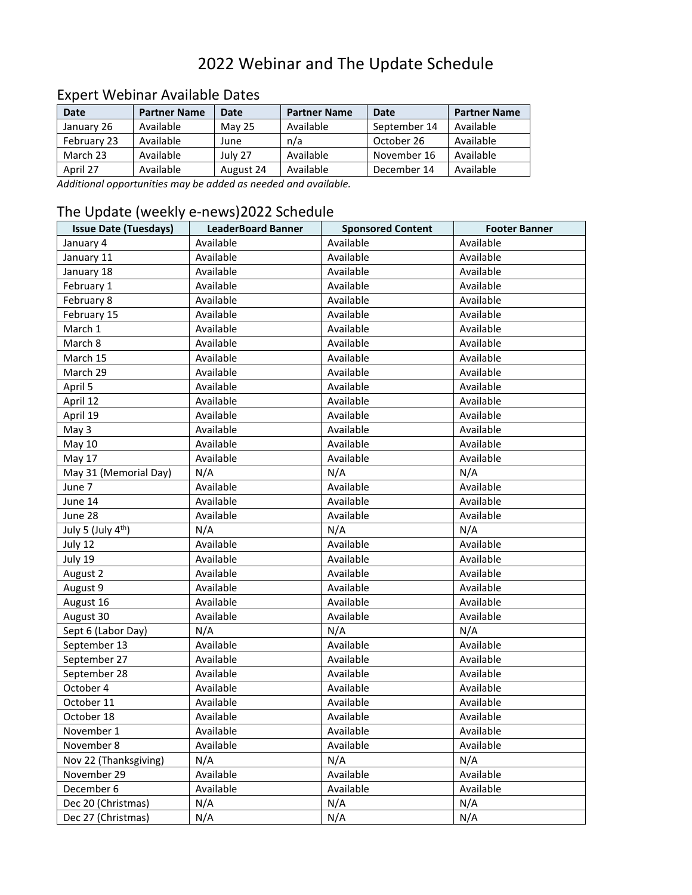# 2022 Webinar and The Update Schedule

## Expert Webinar Available Dates

| Date | Partner Name | Date | Partner Name | Date | Partner Name |
|---|---|---|---|---|---|
| January 26 | Available | May 25 | Available | September 14 | Available |
| February 23 | Available | June | n/a | October 26 | Available |
| March 23 | Available | July 27 | Available | November 16 | Available |
| April 27 | Available | August 24 | Available | December 14 | Available |

*Additional opportunities may be added as needed and available.*

## The Update (weekly e-news)2022 Schedule

| Issue Date (Tuesdays) | LeaderBoard Banner | Sponsored Content | Footer Banner |
|---|---|---|---|
| January 4 | Available | Available | Available |
| January 11 | Available | Available | Available |
| January 18 | Available | Available | Available |
| February 1 | Available | Available | Available |
| February 8 | Available | Available | Available |
| February 15 | Available | Available | Available |
| March 1 | Available | Available | Available |
| March 8 | Available | Available | Available |
| March 15 | Available | Available | Available |
| March 29 | Available | Available | Available |
| April 5 | Available | Available | Available |
| April 12 | Available | Available | Available |
| April 19 | Available | Available | Available |
| May 3 | Available | Available | Available |
| May 10 | Available | Available | Available |
| May 17 | Available | Available | Available |
| May 31 (Memorial Day) | N/A | N/A | N/A |
| June 7 | Available | Available | Available |
| June 14 | Available | Available | Available |
| June 28 | Available | Available | Available |
| July 5 (July 4th) | N/A | N/A | N/A |
| July 12 | Available | Available | Available |
| July 19 | Available | Available | Available |
| August 2 | Available | Available | Available |
| August 9 | Available | Available | Available |
| August 16 | Available | Available | Available |
| August 30 | Available | Available | Available |
| Sept 6 (Labor Day) | N/A | N/A | N/A |
| September 13 | Available | Available | Available |
| September 27 | Available | Available | Available |
| September 28 | Available | Available | Available |
| October 4 | Available | Available | Available |
| October 11 | Available | Available | Available |
| October 18 | Available | Available | Available |
| November 1 | Available | Available | Available |
| November 8 | Available | Available | Available |
| Nov 22 (Thanksgiving) | N/A | N/A | N/A |
| November 29 | Available | Available | Available |
| December 6 | Available | Available | Available |
| Dec 20 (Christmas) | N/A | N/A | N/A |
| Dec 27 (Christmas) | N/A | N/A | N/A |